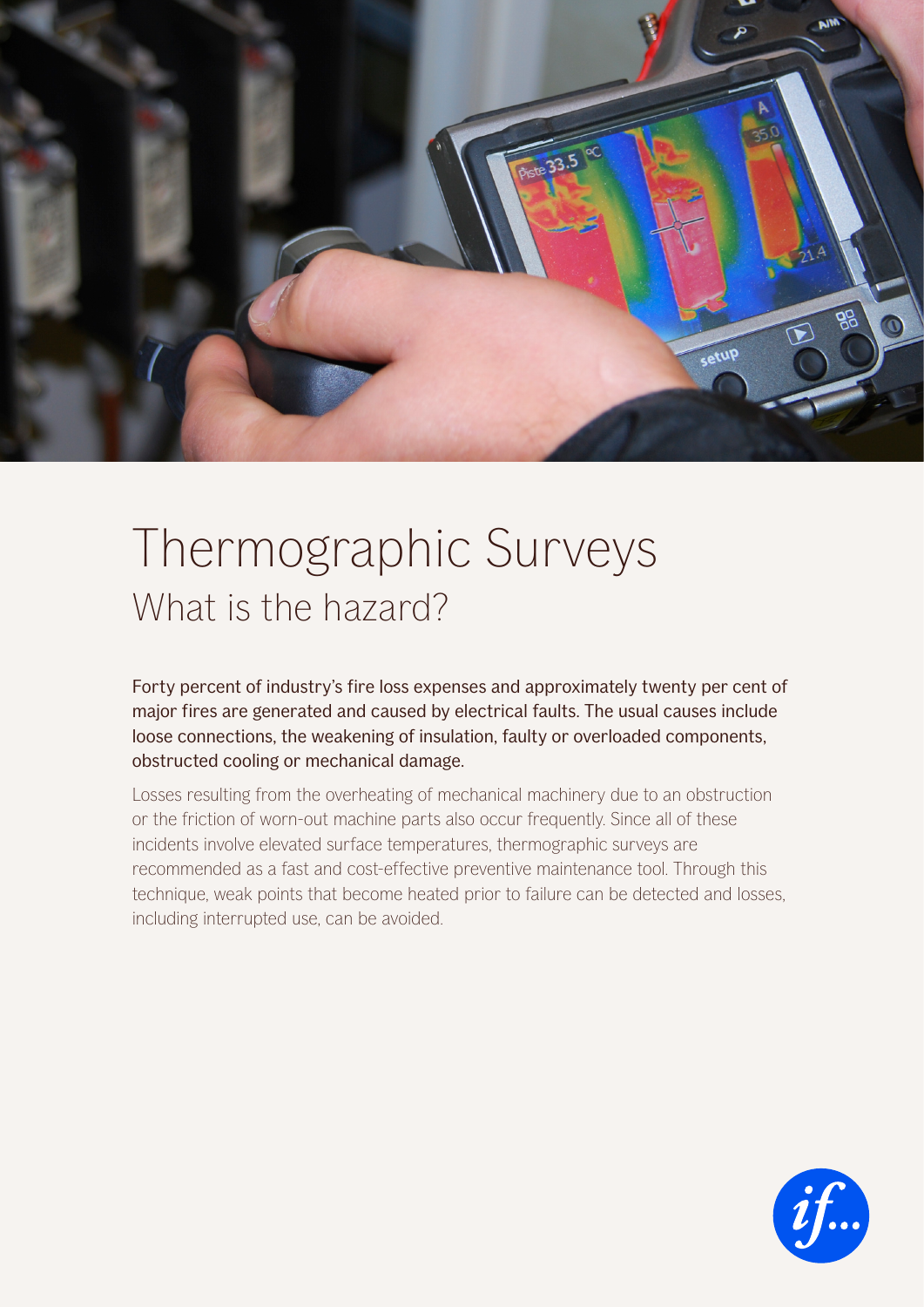# Thermographic Surveys

## What is the hazard?

Forty percent of industry's fire loss expenses and approximately twenty per cent of major fires are generated and caused by electrical faults. The usual causes include loose connections, the weakening of insulation, faulty or overloaded components, obstructed cooling or mechanical damage.

Losses resulting from the overheating of mechanical machinery due to an obstruction or the friction of worn-out machine parts also occur frequently. Since all of these incidents involve elevated surface temperatures, thermographic surveys are recommended as a fast and cost-effective preventive maintenance tool. Through this technique, weak points that become heated prior to failure can be detected and losses, including interrupted use, can be avoided.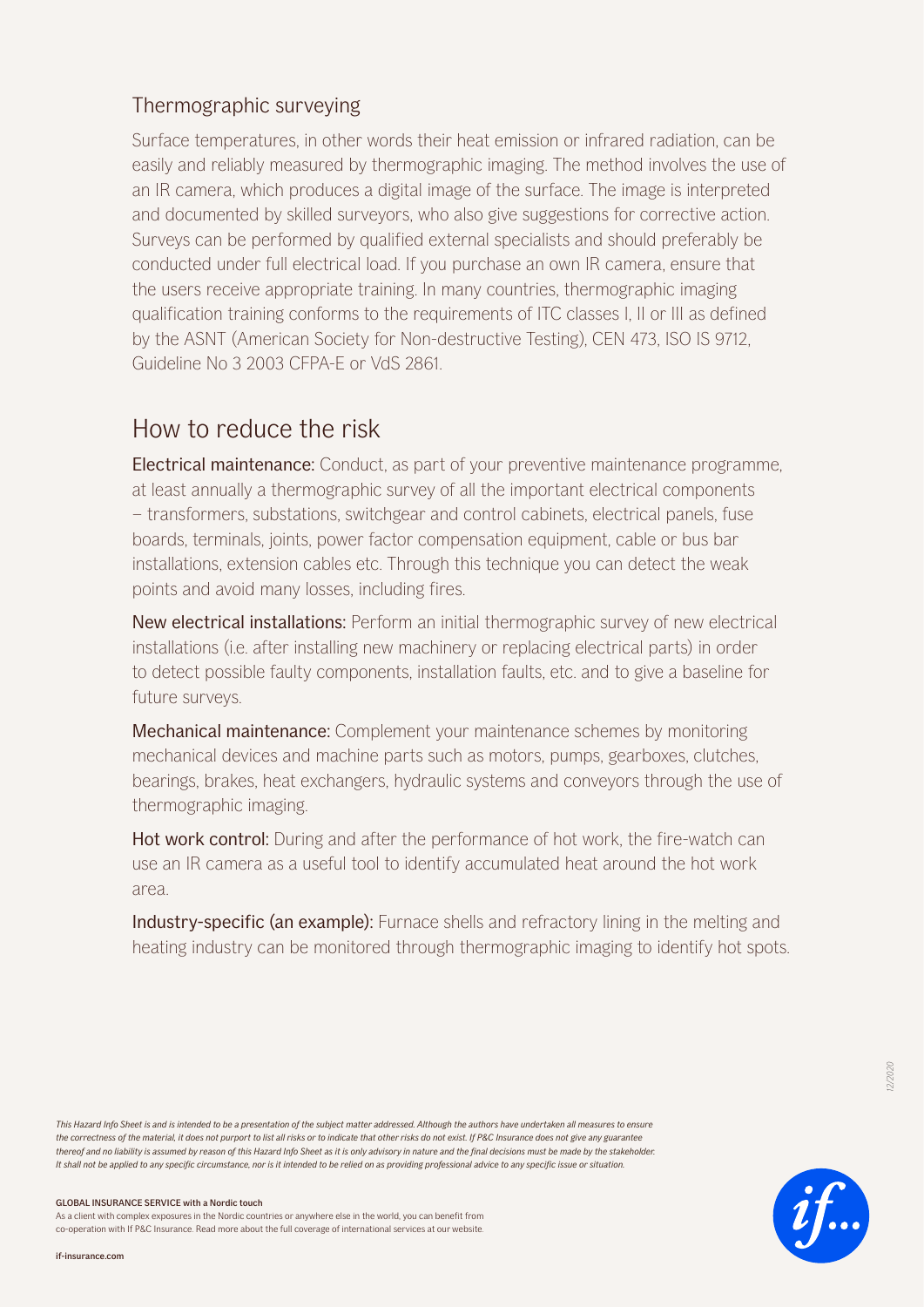## Thermographic surveying

Surface temperatures, in other words their heat emission or infrared radiation, can be easily and reliably measured by thermographic imaging. The method involves the use of an IR camera, which produces a digital image of the surface. The image is interpreted and documented by skilled surveyors, who also give suggestions for corrective action. Surveys can be performed by qualified external specialists and should preferably be conducted under full electrical load. If you purchase an own IR camera, ensure that the users receive appropriate training. In many countries, thermographic imaging qualification training conforms to the requirements of ITC classes I, II or III as defined by the ASNT (American Society for Non-destructive Testing), CEN 473, ISO IS 9712, Guideline No 3 2003 CFPA-E or VdS 2861.

# How to reduce the risk

**Electrical maintenance:** Conduct, as part of your preventive maintenance programme, at least annually a thermographic survey of all the important electrical components – transformers, substations, switchgear and control cabinets, electrical panels, fuse boards, terminals, joints, power factor compensation equipment, cable or bus bar installations, extension cables etc. Through this technique you can detect the weak points and avoid many losses, including fires.

**New electrical installations:** Perform an initial thermographic survey of new electrical installations (i.e. after installing new machinery or replacing electrical parts) in order to detect possible faulty components, installation faults, etc. and to give a baseline for future surveys.

**Mechanical maintenance:** Complement your maintenance schemes by monitoring mechanical devices and machine parts such as motors, pumps, gearboxes, clutches, bearings, brakes, heat exchangers, hydraulic systems and conveyors through the use of thermographic imaging.

**Hot work control:** During and after the performance of hot work, the fire-watch can use an IR camera as a useful tool to identify accumulated heat around the hot work area.

**Industry-specific (an example):** Furnace shells and refractory lining in the melting and heating industry can be monitored through thermographic imaging to identify hot spots.

*This Hazard Info Sheet is and is intended to be a presentation of the subject matter addressed. Although the authors have undertaken all measures to ensure the correctness of the material, it does not purport to list all risks or to indicate that other risks do not exist. If P&C Insurance does not give any guarantee thereof and no liability is assumed by reason of this Hazard Info Sheet as it is only advisory in nature and the final decisions must be made by the stakeholder. It shall not be applied to any specific circumstance, nor is it intended to be relied on as providing professional advice to any specific issue or situation.*

**GLOBAL INSURANCE SERVICE with a Nordic touch**

As a client with complex exposures in the Nordic countries or anywhere else in the world, you can benefit from co-operation with If P&C Insurance. Read more about the full coverage of international services at our website.

**if-insurance.com**

12/2020